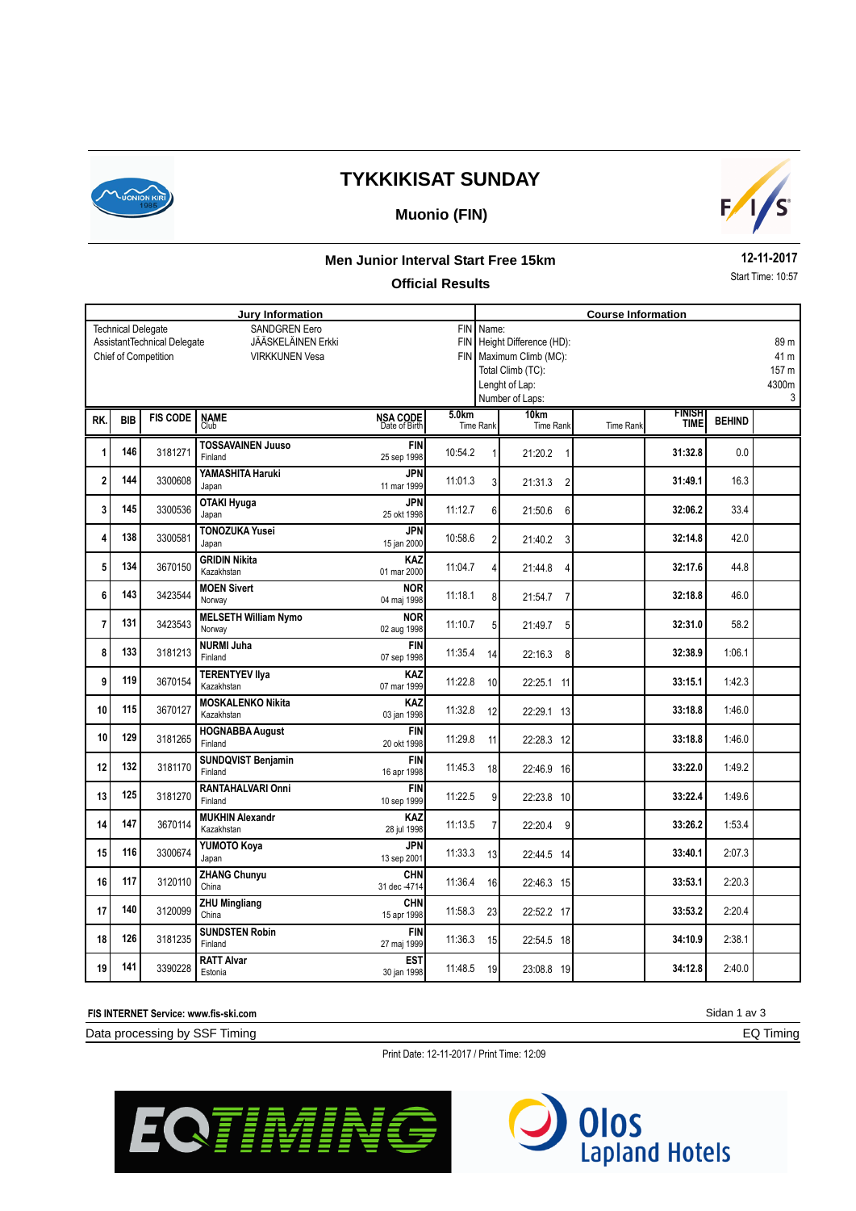# TYKKIKISAT SUNDAY

## Muonio (FIN)

### Men Junior Interval Start Free 15km

**Official Results**

12-11-2017

Start Time: 10:57

| Jury Information | | |
|---|---|---|
| Technical Delegate | SANDGREN Eero | FIN |
| AssistantTechnical Delegate | JÄÄSKELÄINEN Erkki | FIN |
| Chief of Competition | VIRKKUNEN Vesa | FIN |

| Course Information | |
|---|---|
| Name: | |
| Height Difference (HD): | 89 m |
| Maximum Climb (MC): | 41 m |
| Total Climb (TC): | 157 m |
| Lenght of Lap: | 4300m |
| Number of Laps: | 3 |

| RK. | BIB | FIS CODE | NAME / Club | NSA CODE / Date of Birth | 5.0km Time | Rank | 10km Time | Rank | Time | Rank | FINISH TIME | BEHIND |
|---|---|---|---|---|---|---|---|---|---|---|---|---|
| 1 | 146 | 3181271 | **TOSSAVAINEN Juuso** Finland | **FIN** 25 sep 1998 | 10:54.2 | 1 | 21:20.2 | 1 | | | **31:32.8** | 0.0 |
| 2 | 144 | 3300608 | **YAMASHITA Haruki** Japan | **JPN** 11 mar 1999 | 11:01.3 | 3 | 21:31.3 | 2 | | | **31:49.1** | 16.3 |
| 3 | 145 | 3300536 | **OTAKI Hyuga** Japan | **JPN** 25 okt 1998 | 11:12.7 | 6 | 21:50.6 | 6 | | | **32:06.2** | 33.4 |
| 4 | 138 | 3300581 | **TONOZUKA Yusei** Japan | **JPN** 15 jan 2000 | 10:58.6 | 2 | 21:40.2 | 3 | | | **32:14.8** | 42.0 |
| 5 | 134 | 3670150 | **GRIDIN Nikita** Kazakhstan | **KAZ** 01 mar 2000 | 11:04.7 | 4 | 21:44.8 | 4 | | | **32:17.6** | 44.8 |
| 6 | 143 | 3423544 | **MOEN Sivert** Norway | **NOR** 04 maj 1998 | 11:18.1 | 8 | 21:54.7 | 7 | | | **32:18.8** | 46.0 |
| 7 | 131 | 3423543 | **MELSETH William Nymo** Norway | **NOR** 02 aug 1998 | 11:10.7 | 5 | 21:49.7 | 5 | | | **32:31.0** | 58.2 |
| 8 | 133 | 3181213 | **NURMI Juha** Finland | **FIN** 07 sep 1998 | 11:35.4 | 14 | 22:16.3 | 8 | | | **32:38.9** | 1:06.1 |
| 9 | 119 | 3670154 | **TERENTYEV Ilya** Kazakhstan | **KAZ** 07 mar 1999 | 11:22.8 | 10 | 22:25.1 | 11 | | | **33:15.1** | 1:42.3 |
| 10 | 115 | 3670127 | **MOSKALENKO Nikita** Kazakhstan | **KAZ** 03 jan 1998 | 11:32.8 | 12 | 22:29.1 | 13 | | | **33:18.8** | 1:46.0 |
| 10 | 129 | 3181265 | **HOGNABBA August** Finland | **FIN** 20 okt 1998 | 11:29.8 | 11 | 22:28.3 | 12 | | | **33:18.8** | 1:46.0 |
| 12 | 132 | 3181170 | **SUNDQVIST Benjamin** Finland | **FIN** 16 apr 1998 | 11:45.3 | 18 | 22:46.9 | 16 | | | **33:22.0** | 1:49.2 |
| 13 | 125 | 3181270 | **RANTAHALVARI Onni** Finland | **FIN** 10 sep 1999 | 11:22.5 | 9 | 22:23.8 | 10 | | | **33:22.4** | 1:49.6 |
| 14 | 147 | 3670114 | **MUKHIN Alexandr** Kazakhstan | **KAZ** 28 jul 1998 | 11:13.5 | 7 | 22:20.4 | 9 | | | **33:26.2** | 1:53.4 |
| 15 | 116 | 3300674 | **YUMOTO Koya** Japan | **JPN** 13 sep 2001 | 11:33.3 | 13 | 22:44.5 | 14 | | | **33:40.1** | 2:07.3 |
| 16 | 117 | 3120110 | **ZHANG Chunyu** China | **CHN** 31 dec -4714 | 11:36.4 | 16 | 22:46.3 | 15 | | | **33:53.1** | 2:20.3 |
| 17 | 140 | 3120099 | **ZHU Mingliang** China | **CHN** 15 apr 1998 | 11:58.3 | 23 | 22:52.2 | 17 | | | **33:53.2** | 2:20.4 |
| 18 | 126 | 3181235 | **SUNDSTEN Robin** Finland | **FIN** 27 maj 1999 | 11:36.3 | 15 | 22:54.5 | 18 | | | **34:10.9** | 2:38.1 |
| 19 | 141 | 3390228 | **RATT Alvar** Estonia | **EST** 30 jan 1998 | 11:48.5 | 19 | 23:08.8 | 19 | | | **34:12.8** | 2:40.0 |

**FIS INTERNET Service: www.fis-ski.com**

Data processing by SSF Timing

EQ Timing

Print Date: 12-11-2017 / Print Time: 12:09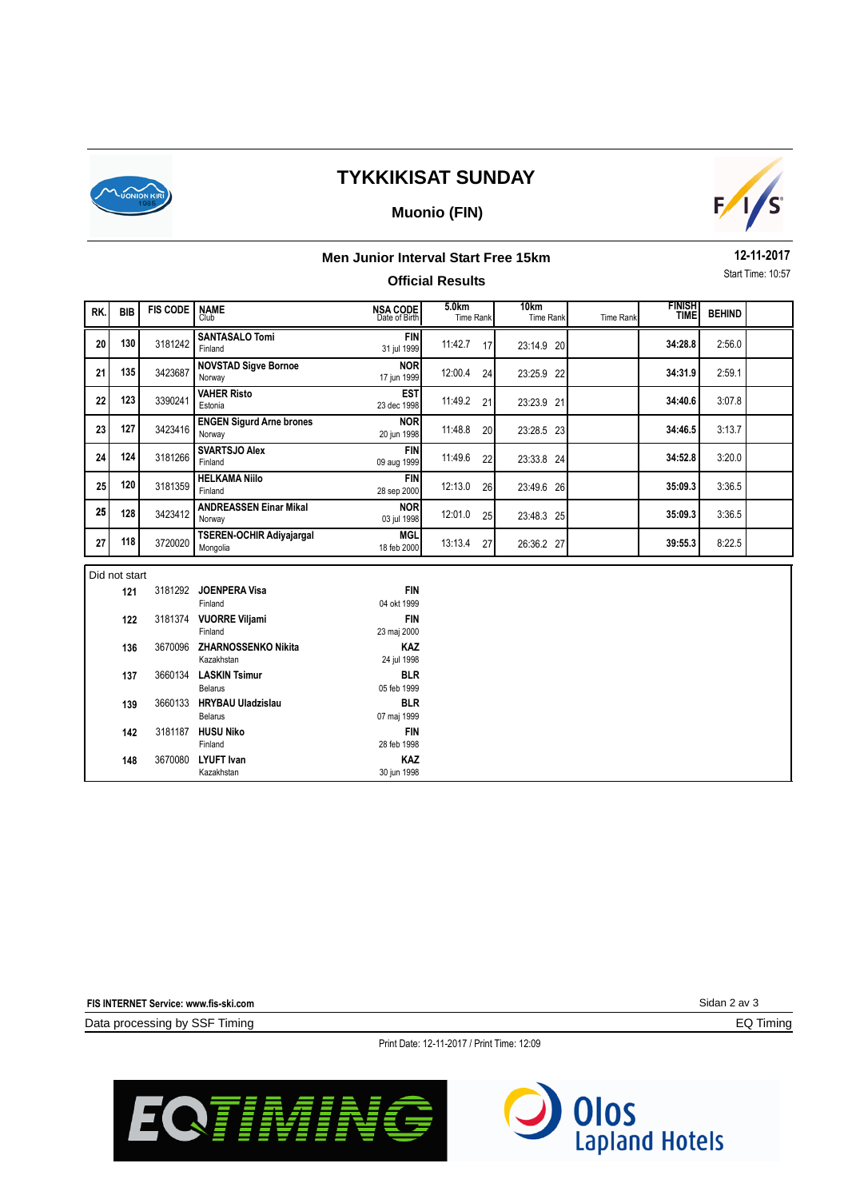# TYKKIKISAT SUNDAY

## Muonio (FIN)

### Men Junior Interval Start Free 15km

**Official Results**

**12-11-2017**

Start Time: 10:57

| RK. | BIB | FIS CODE | NAME Club | NSA CODE Date of Birth | 5.0km Time Rank | 10km Time Rank | Time Rank | FINISH TIME | BEHIND | |
|---|---|---|---|---|---|---|---|---|---|---|
| 20 | 130 | 3181242 | **SANTASALO Tomi** Finland | **FIN** 31 jul 1999 | 11:42.7 17 | 23:14.9 20 | | **34:28.8** | 2:56.0 | |
| 21 | 135 | 3423687 | **NOVSTAD Sigve Bornoe** Norway | **NOR** 17 jun 1999 | 12:00.4 24 | 23:25.9 22 | | **34:31.9** | 2:59.1 | |
| 22 | 123 | 3390241 | **VAHER Risto** Estonia | **EST** 23 dec 1998 | 11:49.2 21 | 23:23.9 21 | | **34:40.6** | 3:07.8 | |
| 23 | 127 | 3423416 | **ENGEN Sigurd Arne brones** Norway | **NOR** 20 jun 1998 | 11:48.8 20 | 23:28.5 23 | | **34:46.5** | 3:13.7 | |
| 24 | 124 | 3181266 | **SVARTSJO Alex** Finland | **FIN** 09 aug 1999 | 11:49.6 22 | 23:33.8 24 | | **34:52.8** | 3:20.0 | |
| 25 | 120 | 3181359 | **HELKAMA Niilo** Finland | **FIN** 28 sep 2000 | 12:13.0 26 | 23:49.6 26 | | **35:09.3** | 3:36.5 | |
| 25 | 128 | 3423412 | **ANDREASSEN Einar Mikal** Norway | **NOR** 03 jul 1998 | 12:01.0 25 | 23:48.3 25 | | **35:09.3** | 3:36.5 | |
| 27 | 118 | 3720020 | **TSEREN-OCHIR Adiyajargal** Mongolia | **MGL** 18 feb 2000 | 13:13.4 27 | 26:36.2 27 | | **39:55.3** | 8:22.5 | |

Did not start

| BIB | FIS CODE | NAME Club | NSA CODE Date of Birth |
|---|---|---|---|
| 121 | 3181292 | **JOENPERA Visa** Finland | **FIN** 04 okt 1999 |
| 122 | 3181374 | **VUORRE Viljami** Finland | **FIN** 23 maj 2000 |
| 136 | 3670096 | **ZHARNOSSENKO Nikita** Kazakhstan | **KAZ** 24 jul 1998 |
| 137 | 3660134 | **LASKIN Tsimur** Belarus | **BLR** 05 feb 1999 |
| 139 | 3660133 | **HRYBAU Uladzislau** Belarus | **BLR** 07 maj 1999 |
| 142 | 3181187 | **HUSU Niko** Finland | **FIN** 28 feb 1998 |
| 148 | 3670080 | **LYUFT Ivan** Kazakhstan | **KAZ** 30 jun 1998 |

FIS INTERNET Service: www.fis-ski.com

Data processing by SSF Timing — EQ Timing

Print Date: 12-11-2017 / Print Time: 12:09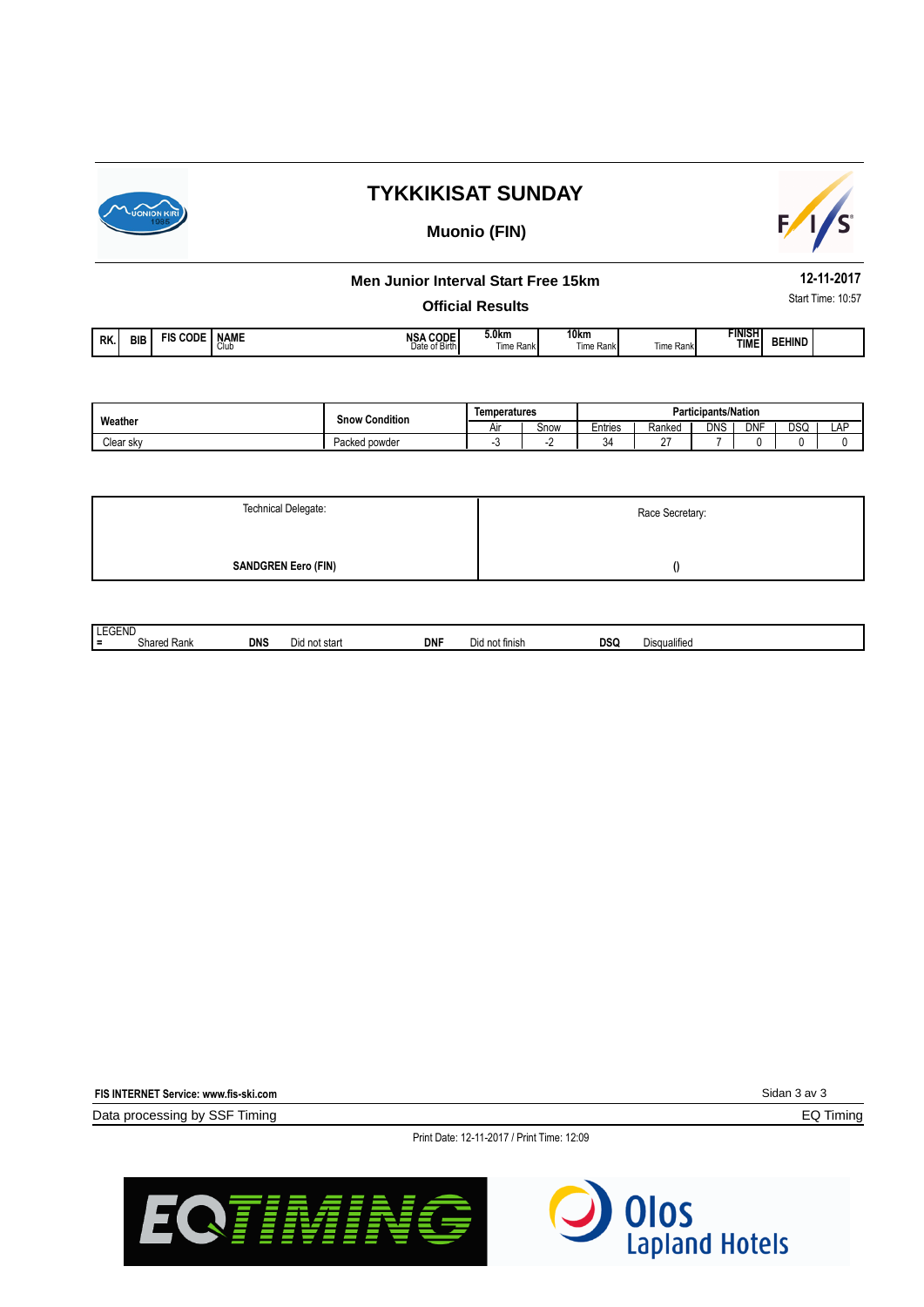# TYKKIKISAT SUNDAY

## Muonio (FIN)

### Men Junior Interval Start Free 15km

### Official Results

12-11-2017

Start Time: 10:57

| RK. | BIB | FIS CODE | NAME Club | NSA CODE Date of Birth | 5.0km Time Rank | 10km Time Rank | Time Rank | FINISH TIME | BEHIND |
|---|---|---|---|---|---|---|---|---|---|

| Weather | Snow Condition | Temperatures | | Participants/Nation | | | | | |
|---|---|---|---|---|---|---|---|---|---|
| | | Air | Snow | Entries | Ranked | DNS | DNF | DSQ | LAP |
| Clear sky | Packed powder | -3 | -2 | 34 | 27 | 7 | 0 | 0 | 0 |

| Technical Delegate: | Race Secretary: |
|---|---|
| SANDGREN Eero (FIN) | () |

LEGEND

= Shared Rank **DNS** Did not start **DNF** Did not finish **DSQ** Disqualified

FIS INTERNET Service: www.fis-ski.com

Data processing by SSF Timing

EQ Timing

Print Date: 12-11-2017 / Print Time: 12:09